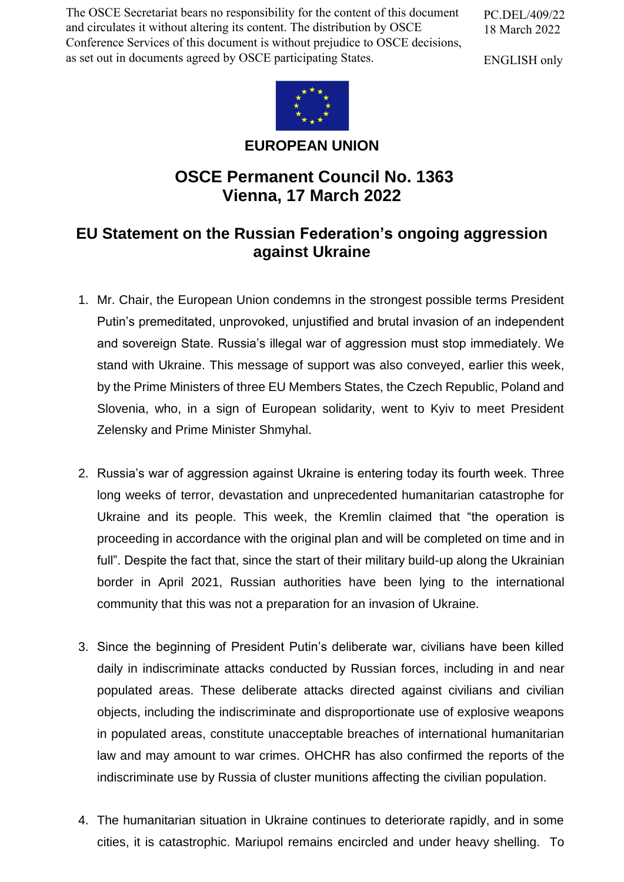The OSCE Secretariat bears no responsibility for the content of this document and circulates it without altering its content. The distribution by OSCE Conference Services of this document is without prejudice to OSCE decisions, as set out in documents agreed by OSCE participating States.

PC.DEL/409/22
18 March 2022

ENGLISH only

**EUROPEAN UNION**

# OSCE Permanent Council No. 1363
# Vienna, 17 March 2022

## EU Statement on the Russian Federation's ongoing aggression against Ukraine

1. Mr. Chair, the European Union condemns in the strongest possible terms President Putin's premeditated, unprovoked, unjustified and brutal invasion of an independent and sovereign State. Russia's illegal war of aggression must stop immediately. We stand with Ukraine. This message of support was also conveyed, earlier this week, by the Prime Ministers of three EU Members States, the Czech Republic, Poland and Slovenia, who, in a sign of European solidarity, went to Kyiv to meet President Zelensky and Prime Minister Shmyhal.

2. Russia's war of aggression against Ukraine is entering today its fourth week. Three long weeks of terror, devastation and unprecedented humanitarian catastrophe for Ukraine and its people. This week, the Kremlin claimed that "the operation is proceeding in accordance with the original plan and will be completed on time and in full". Despite the fact that, since the start of their military build-up along the Ukrainian border in April 2021, Russian authorities have been lying to the international community that this was not a preparation for an invasion of Ukraine.

3. Since the beginning of President Putin's deliberate war, civilians have been killed daily in indiscriminate attacks conducted by Russian forces, including in and near populated areas. These deliberate attacks directed against civilians and civilian objects, including the indiscriminate and disproportionate use of explosive weapons in populated areas, constitute unacceptable breaches of international humanitarian law and may amount to war crimes. OHCHR has also confirmed the reports of the indiscriminate use by Russia of cluster munitions affecting the civilian population.

4. The humanitarian situation in Ukraine continues to deteriorate rapidly, and in some cities, it is catastrophic. Mariupol remains encircled and under heavy shelling. To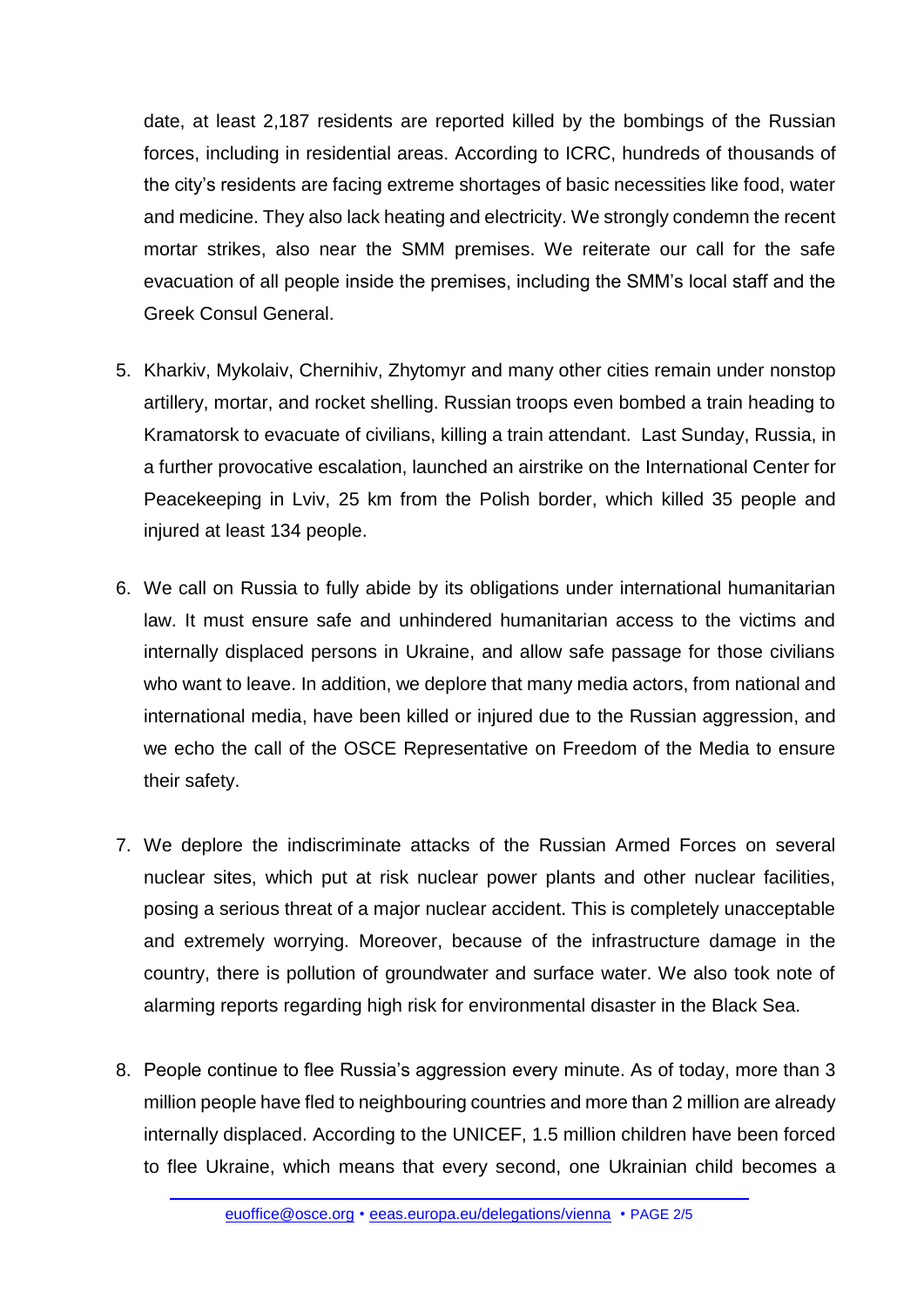date, at least 2,187 residents are reported killed by the bombings of the Russian forces, including in residential areas. According to ICRC, hundreds of thousands of the city's residents are facing extreme shortages of basic necessities like food, water and medicine. They also lack heating and electricity. We strongly condemn the recent mortar strikes, also near the SMM premises. We reiterate our call for the safe evacuation of all people inside the premises, including the SMM's local staff and the Greek Consul General.

5. Kharkiv, Mykolaiv, Chernihiv, Zhytomyr and many other cities remain under nonstop artillery, mortar, and rocket shelling. Russian troops even bombed a train heading to Kramatorsk to evacuate of civilians, killing a train attendant. Last Sunday, Russia, in a further provocative escalation, launched an airstrike on the International Center for Peacekeeping in Lviv, 25 km from the Polish border, which killed 35 people and injured at least 134 people.

6. We call on Russia to fully abide by its obligations under international humanitarian law. It must ensure safe and unhindered humanitarian access to the victims and internally displaced persons in Ukraine, and allow safe passage for those civilians who want to leave. In addition, we deplore that many media actors, from national and international media, have been killed or injured due to the Russian aggression, and we echo the call of the OSCE Representative on Freedom of the Media to ensure their safety.

7. We deplore the indiscriminate attacks of the Russian Armed Forces on several nuclear sites, which put at risk nuclear power plants and other nuclear facilities, posing a serious threat of a major nuclear accident. This is completely unacceptable and extremely worrying. Moreover, because of the infrastructure damage in the country, there is pollution of groundwater and surface water. We also took note of alarming reports regarding high risk for environmental disaster in the Black Sea.

8. People continue to flee Russia's aggression every minute. As of today, more than 3 million people have fled to neighbouring countries and more than 2 million are already internally displaced. According to the UNICEF, 1.5 million children have been forced to flee Ukraine, which means that every second, one Ukrainian child becomes a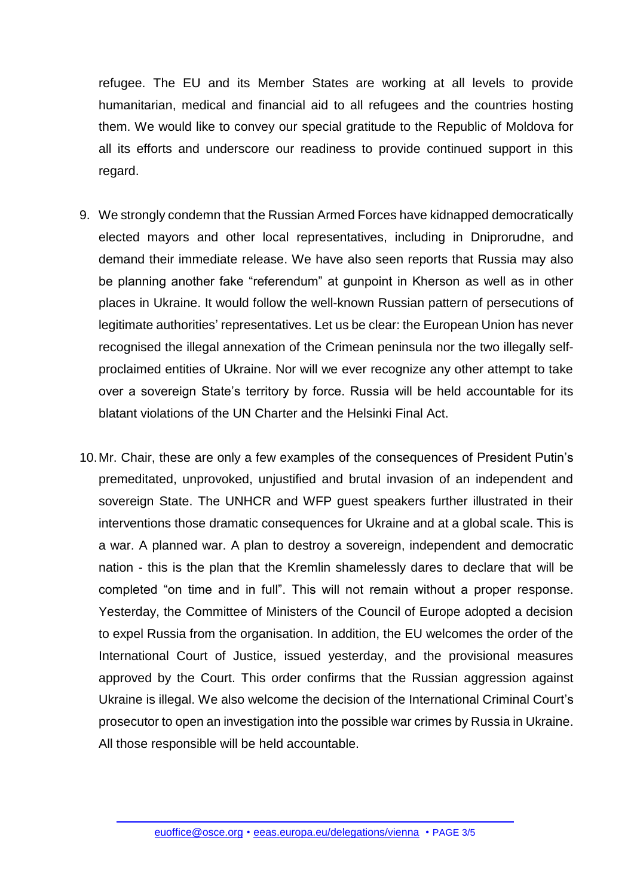refugee. The EU and its Member States are working at all levels to provide humanitarian, medical and financial aid to all refugees and the countries hosting them. We would like to convey our special gratitude to the Republic of Moldova for all its efforts and underscore our readiness to provide continued support in this regard.

9. We strongly condemn that the Russian Armed Forces have kidnapped democratically elected mayors and other local representatives, including in Dniprorudne, and demand their immediate release. We have also seen reports that Russia may also be planning another fake "referendum" at gunpoint in Kherson as well as in other places in Ukraine. It would follow the well-known Russian pattern of persecutions of legitimate authorities' representatives. Let us be clear: the European Union has never recognised the illegal annexation of the Crimean peninsula nor the two illegally self-proclaimed entities of Ukraine. Nor will we ever recognize any other attempt to take over a sovereign State's territory by force. Russia will be held accountable for its blatant violations of the UN Charter and the Helsinki Final Act.

10. Mr. Chair, these are only a few examples of the consequences of President Putin's premeditated, unprovoked, unjustified and brutal invasion of an independent and sovereign State. The UNHCR and WFP guest speakers further illustrated in their interventions those dramatic consequences for Ukraine and at a global scale. This is a war. A planned war. A plan to destroy a sovereign, independent and democratic nation - this is the plan that the Kremlin shamelessly dares to declare that will be completed "on time and in full". This will not remain without a proper response. Yesterday, the Committee of Ministers of the Council of Europe adopted a decision to expel Russia from the organisation. In addition, the EU welcomes the order of the International Court of Justice, issued yesterday, and the provisional measures approved by the Court. This order confirms that the Russian aggression against Ukraine is illegal. We also welcome the decision of the International Criminal Court's prosecutor to open an investigation into the possible war crimes by Russia in Ukraine. All those responsible will be held accountable.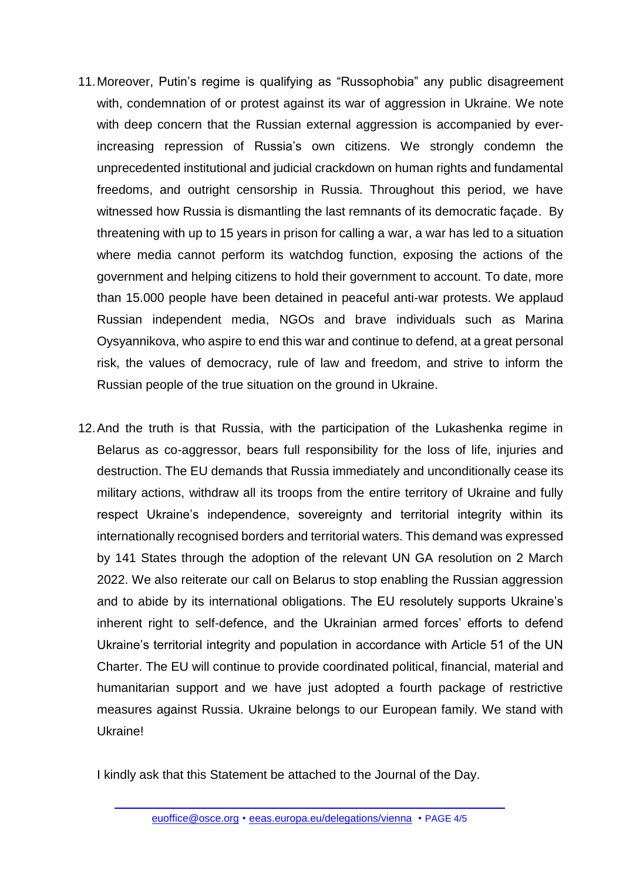11. Moreover, Putin's regime is qualifying as "Russophobia" any public disagreement with, condemnation of or protest against its war of aggression in Ukraine. We note with deep concern that the Russian external aggression is accompanied by ever-increasing repression of Russia's own citizens. We strongly condemn the unprecedented institutional and judicial crackdown on human rights and fundamental freedoms, and outright censorship in Russia. Throughout this period, we have witnessed how Russia is dismantling the last remnants of its democratic façade. By threatening with up to 15 years in prison for calling a war, a war has led to a situation where media cannot perform its watchdog function, exposing the actions of the government and helping citizens to hold their government to account. To date, more than 15.000 people have been detained in peaceful anti-war protests. We applaud Russian independent media, NGOs and brave individuals such as Marina Oysyannikova, who aspire to end this war and continue to defend, at a great personal risk, the values of democracy, rule of law and freedom, and strive to inform the Russian people of the true situation on the ground in Ukraine.

12. And the truth is that Russia, with the participation of the Lukashenka regime in Belarus as co-aggressor, bears full responsibility for the loss of life, injuries and destruction. The EU demands that Russia immediately and unconditionally cease its military actions, withdraw all its troops from the entire territory of Ukraine and fully respect Ukraine's independence, sovereignty and territorial integrity within its internationally recognised borders and territorial waters. This demand was expressed by 141 States through the adoption of the relevant UN GA resolution on 2 March 2022. We also reiterate our call on Belarus to stop enabling the Russian aggression and to abide by its international obligations. The EU resolutely supports Ukraine's inherent right to self-defence, and the Ukrainian armed forces' efforts to defend Ukraine's territorial integrity and population in accordance with Article 51 of the UN Charter. The EU will continue to provide coordinated political, financial, material and humanitarian support and we have just adopted a fourth package of restrictive measures against Russia. Ukraine belongs to our European family. We stand with Ukraine!

I kindly ask that this Statement be attached to the Journal of the Day.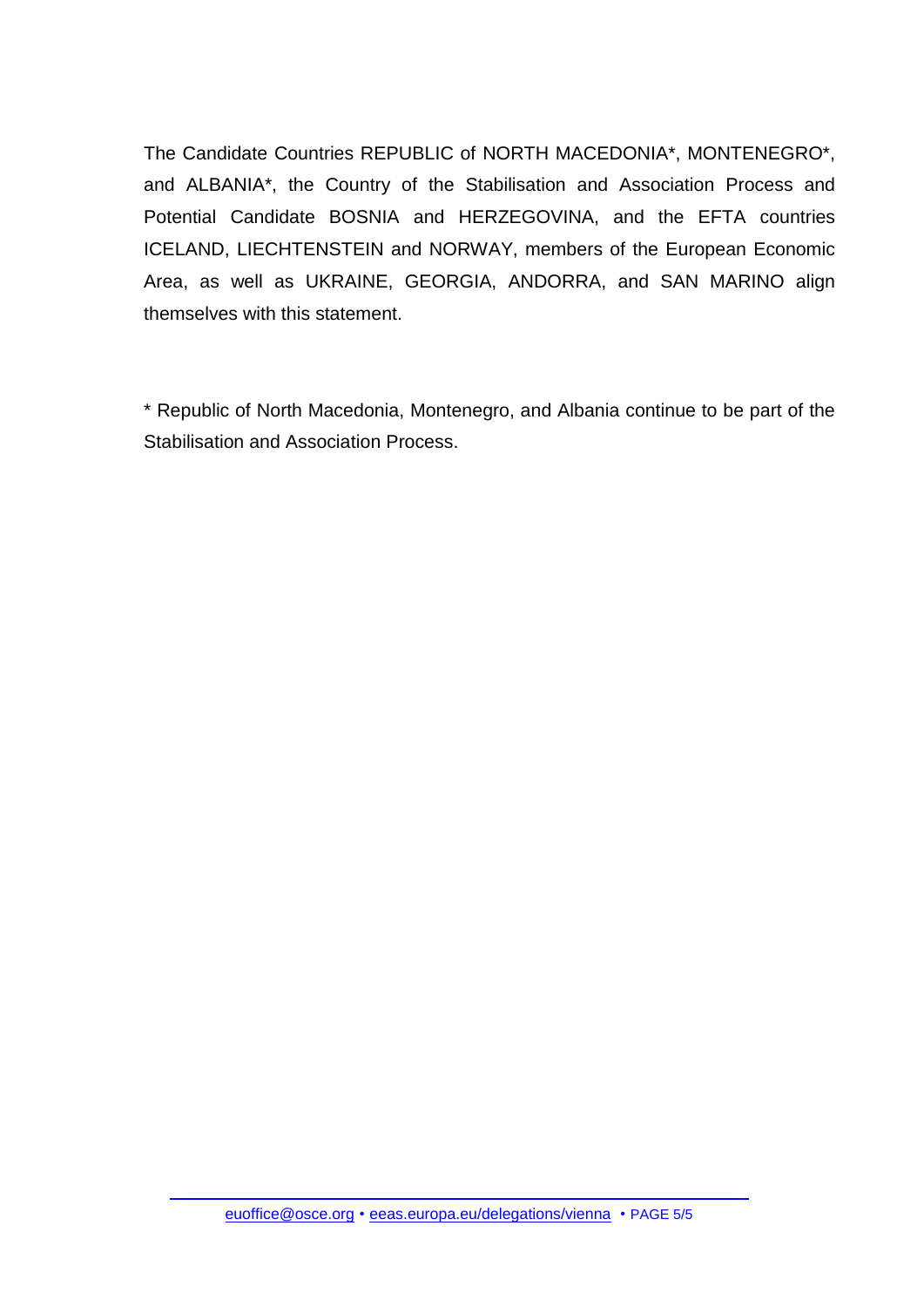The Candidate Countries REPUBLIC of NORTH MACEDONIA*, MONTENEGRO*, and ALBANIA*, the Country of the Stabilisation and Association Process and Potential Candidate BOSNIA and HERZEGOVINA, and the EFTA countries ICELAND, LIECHTENSTEIN and NORWAY, members of the European Economic Area, as well as UKRAINE, GEORGIA, ANDORRA, and SAN MARINO align themselves with this statement.

* Republic of North Macedonia, Montenegro, and Albania continue to be part of the Stabilisation and Association Process.